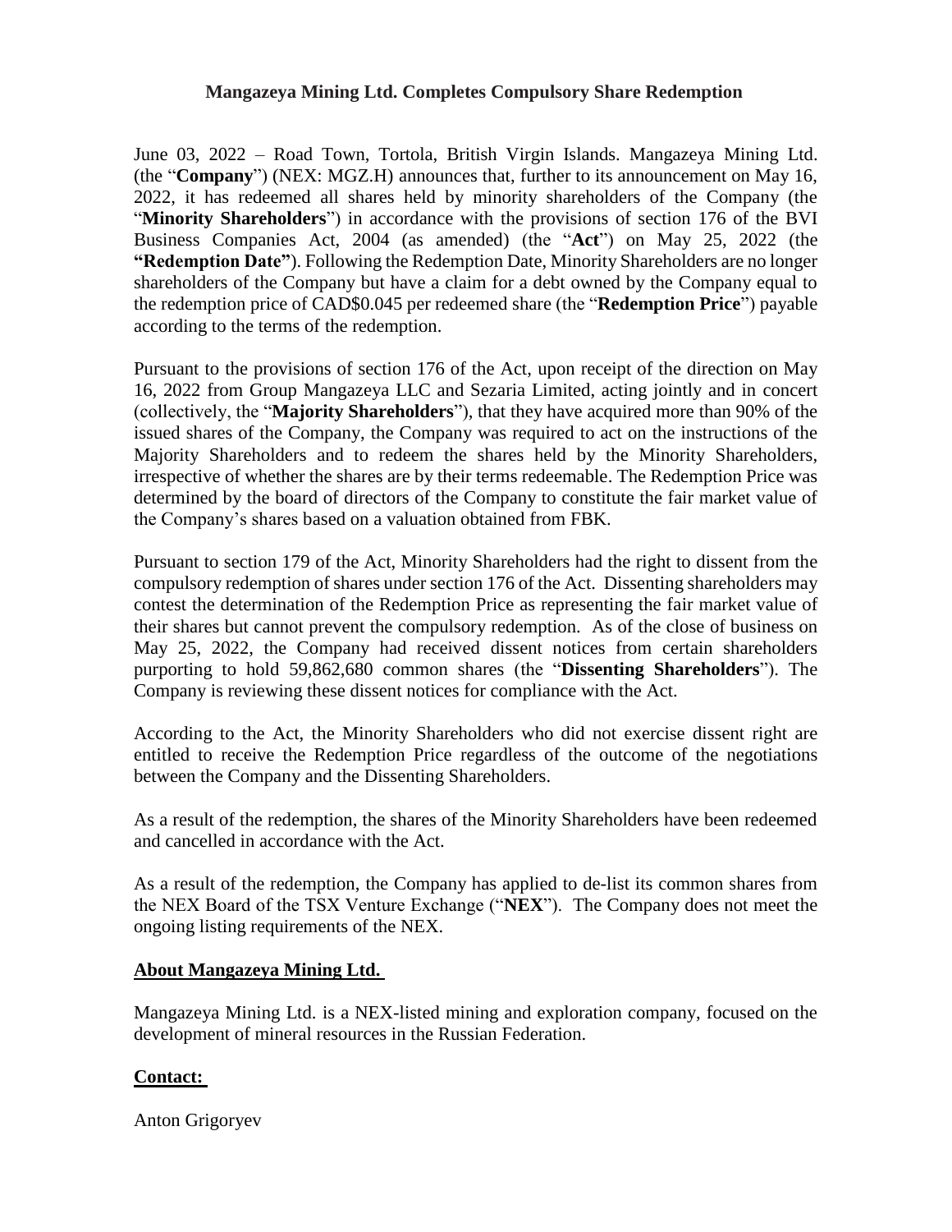# Mangazeya Mining Ltd. Completes Compulsory Share Redemption

June 03, 2022 – Road Town, Tortola, British Virgin Islands. Mangazeya Mining Ltd. (the "**Company**") (NEX: MGZ.H) announces that, further to its announcement on May 16, 2022, it has redeemed all shares held by minority shareholders of the Company (the "**Minority Shareholders**") in accordance with the provisions of section 176 of the BVI Business Companies Act, 2004 (as amended) (the "**Act**") on May 25, 2022 (the **"Redemption Date"**). Following the Redemption Date, Minority Shareholders are no longer shareholders of the Company but have a claim for a debt owned by the Company equal to the redemption price of CAD$0.045 per redeemed share (the "**Redemption Price**") payable according to the terms of the redemption.

Pursuant to the provisions of section 176 of the Act, upon receipt of the direction on May 16, 2022 from Group Mangazeya LLC and Sezaria Limited, acting jointly and in concert (collectively, the "**Majority Shareholders**"), that they have acquired more than 90% of the issued shares of the Company, the Company was required to act on the instructions of the Majority Shareholders and to redeem the shares held by the Minority Shareholders, irrespective of whether the shares are by their terms redeemable. The Redemption Price was determined by the board of directors of the Company to constitute the fair market value of the Company's shares based on a valuation obtained from FBK.

Pursuant to section 179 of the Act, Minority Shareholders had the right to dissent from the compulsory redemption of shares under section 176 of the Act. Dissenting shareholders may contest the determination of the Redemption Price as representing the fair market value of their shares but cannot prevent the compulsory redemption. As of the close of business on May 25, 2022, the Company had received dissent notices from certain shareholders purporting to hold 59,862,680 common shares (the "**Dissenting Shareholders**"). The Company is reviewing these dissent notices for compliance with the Act.

According to the Act, the Minority Shareholders who did not exercise dissent right are entitled to receive the Redemption Price regardless of the outcome of the negotiations between the Company and the Dissenting Shareholders.

As a result of the redemption, the shares of the Minority Shareholders have been redeemed and cancelled in accordance with the Act.

As a result of the redemption, the Company has applied to de-list its common shares from the NEX Board of the TSX Venture Exchange ("**NEX**"). The Company does not meet the ongoing listing requirements of the NEX.

## About Mangazeya Mining Ltd.

Mangazeya Mining Ltd. is a NEX-listed mining and exploration company, focused on the development of mineral resources in the Russian Federation.

## Contact:

Anton Grigoryev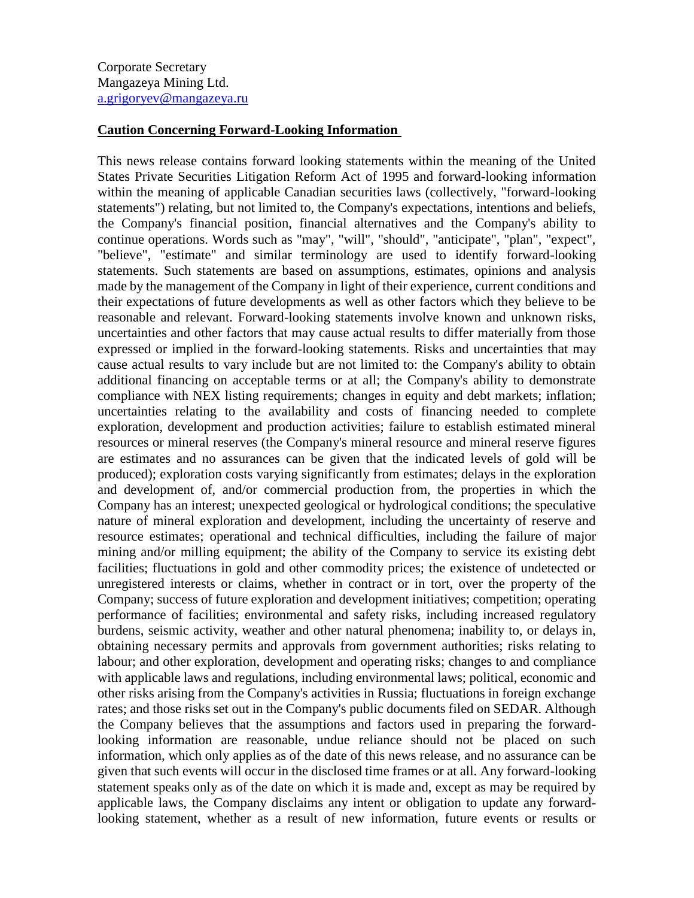Corporate Secretary
Mangazeya Mining Ltd.
a.grigoryev@mangazeya.ru

**Caution Concerning Forward-Looking Information**

This news release contains forward looking statements within the meaning of the United States Private Securities Litigation Reform Act of 1995 and forward-looking information within the meaning of applicable Canadian securities laws (collectively, "forward-looking statements") relating, but not limited to, the Company's expectations, intentions and beliefs, the Company's financial position, financial alternatives and the Company's ability to continue operations. Words such as "may", "will", "should", "anticipate", "plan", "expect", "believe", "estimate" and similar terminology are used to identify forward-looking statements. Such statements are based on assumptions, estimates, opinions and analysis made by the management of the Company in light of their experience, current conditions and their expectations of future developments as well as other factors which they believe to be reasonable and relevant. Forward-looking statements involve known and unknown risks, uncertainties and other factors that may cause actual results to differ materially from those expressed or implied in the forward-looking statements. Risks and uncertainties that may cause actual results to vary include but are not limited to: the Company's ability to obtain additional financing on acceptable terms or at all; the Company's ability to demonstrate compliance with NEX listing requirements; changes in equity and debt markets; inflation; uncertainties relating to the availability and costs of financing needed to complete exploration, development and production activities; failure to establish estimated mineral resources or mineral reserves (the Company's mineral resource and mineral reserve figures are estimates and no assurances can be given that the indicated levels of gold will be produced); exploration costs varying significantly from estimates; delays in the exploration and development of, and/or commercial production from, the properties in which the Company has an interest; unexpected geological or hydrological conditions; the speculative nature of mineral exploration and development, including the uncertainty of reserve and resource estimates; operational and technical difficulties, including the failure of major mining and/or milling equipment; the ability of the Company to service its existing debt facilities; fluctuations in gold and other commodity prices; the existence of undetected or unregistered interests or claims, whether in contract or in tort, over the property of the Company; success of future exploration and development initiatives; competition; operating performance of facilities; environmental and safety risks, including increased regulatory burdens, seismic activity, weather and other natural phenomena; inability to, or delays in, obtaining necessary permits and approvals from government authorities; risks relating to labour; and other exploration, development and operating risks; changes to and compliance with applicable laws and regulations, including environmental laws; political, economic and other risks arising from the Company's activities in Russia; fluctuations in foreign exchange rates; and those risks set out in the Company's public documents filed on SEDAR. Although the Company believes that the assumptions and factors used in preparing the forward-looking information are reasonable, undue reliance should not be placed on such information, which only applies as of the date of this news release, and no assurance can be given that such events will occur in the disclosed time frames or at all. Any forward-looking statement speaks only as of the date on which it is made and, except as may be required by applicable laws, the Company disclaims any intent or obligation to update any forward-looking statement, whether as a result of new information, future events or results or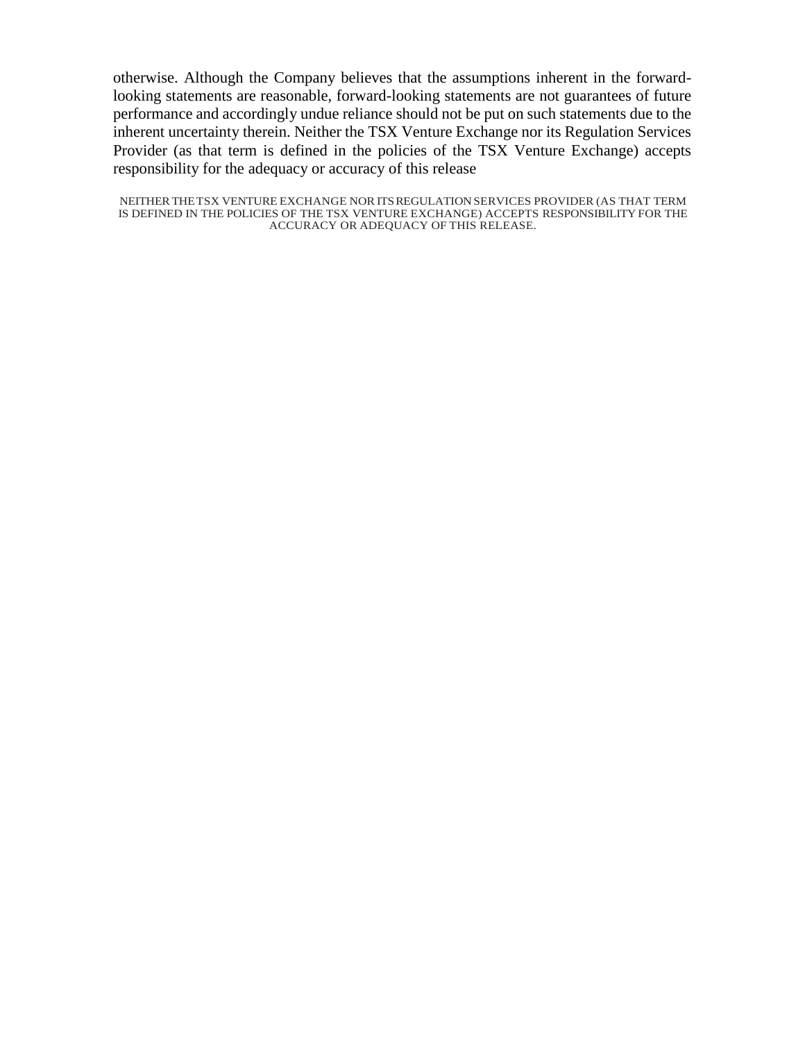otherwise. Although the Company believes that the assumptions inherent in the forward-looking statements are reasonable, forward-looking statements are not guarantees of future performance and accordingly undue reliance should not be put on such statements due to the inherent uncertainty therein. Neither the TSX Venture Exchange nor its Regulation Services Provider (as that term is defined in the policies of the TSX Venture Exchange) accepts responsibility for the adequacy or accuracy of this release

NEITHER THE TSX VENTURE EXCHANGE NOR ITS REGULATION SERVICES PROVIDER (AS THAT TERM IS DEFINED IN THE POLICIES OF THE TSX VENTURE EXCHANGE) ACCEPTS RESPONSIBILITY FOR THE ACCURACY OR ADEQUACY OF THIS RELEASE.